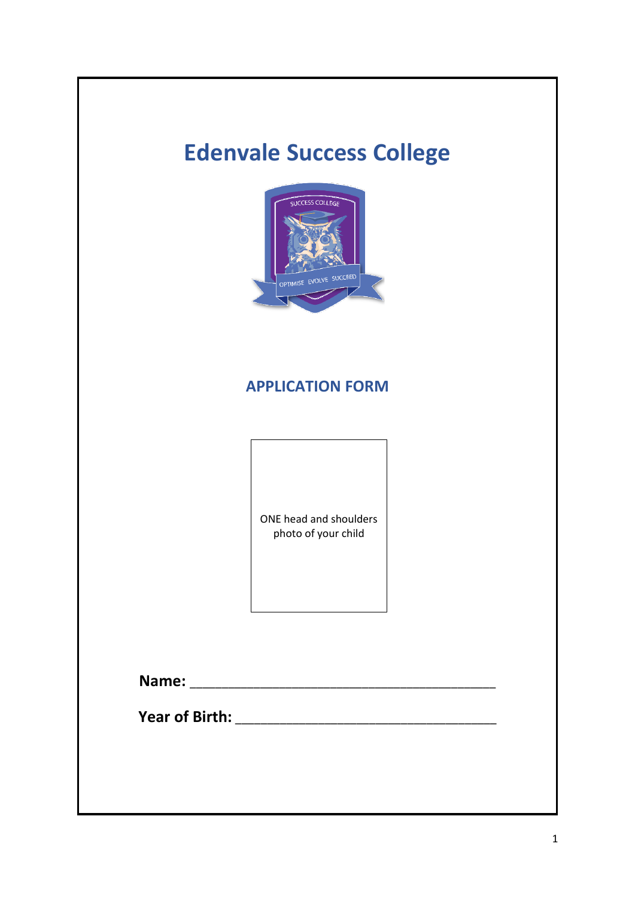# Edenvale Success College

## APPLICATION FORM

ONE head and shoulders photo of your child

**Name:** ________________________________________

**Year of Birth:** ___________________________________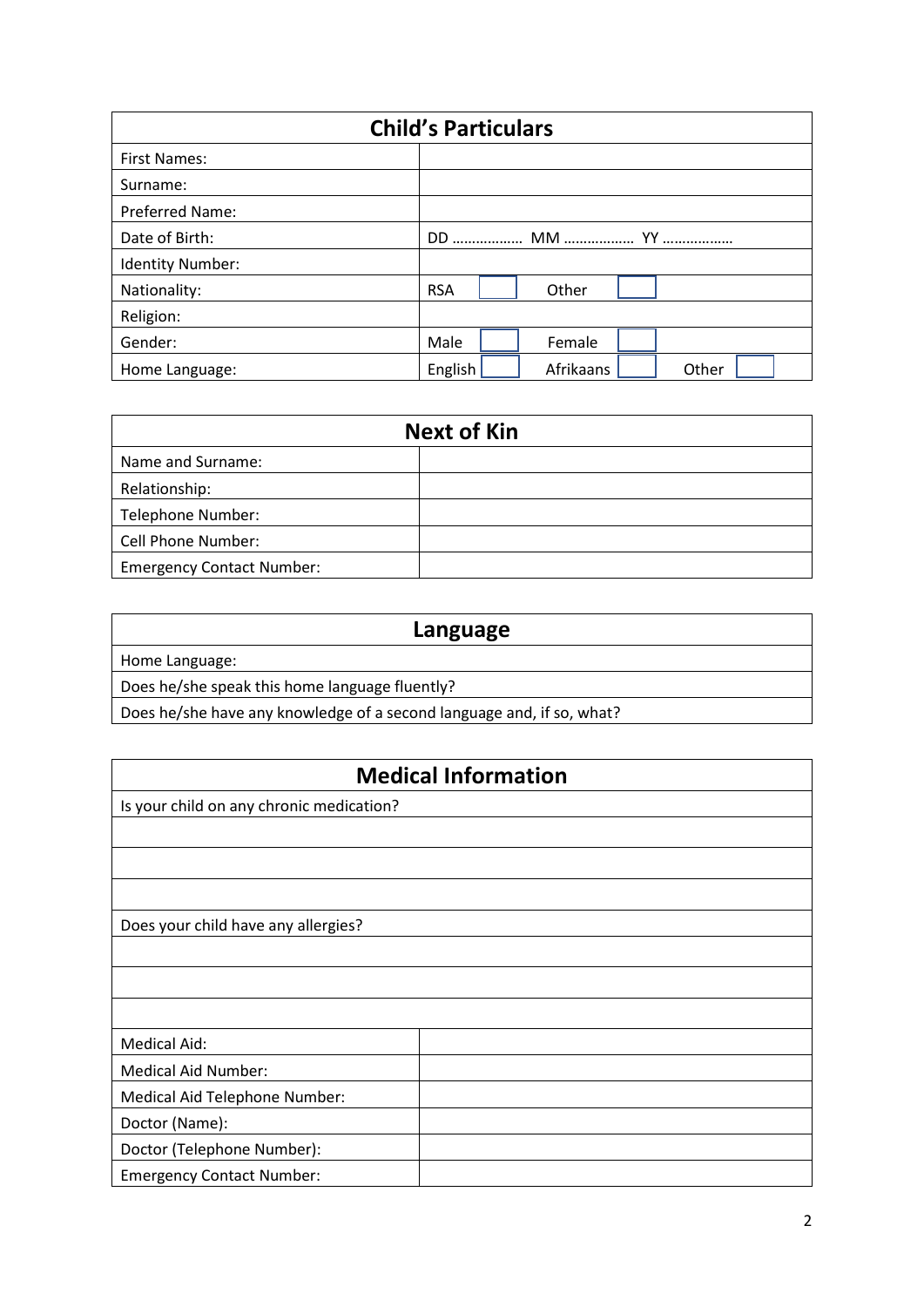| Child's Particulars | |
|---|---|
| First Names: | |
| Surname: | |
| Preferred Name: | |
| Date of Birth: | DD ……………… MM ……………… YY ……………… |
| Identity Number: | |
| Nationality: | RSA ☐ Other ☐ |
| Religion: | |
| Gender: | Male ☐ Female ☐ |
| Home Language: | English ☐ Afrikaans ☐ Other ☐ |

| Next of Kin | |
|---|---|
| Name and Surname: | |
| Relationship: | |
| Telephone Number: | |
| Cell Phone Number: | |
| Emergency Contact Number: | |

| Language |
|---|
| Home Language: |
| Does he/she speak this home language fluently? |
| Does he/she have any knowledge of a second language and, if so, what? |

| Medical Information | |
|---|---|
| Is your child on any chronic medication? | |
| | |
| | |
| | |
| Does your child have any allergies? | |
| | |
| | |
| | |
| Medical Aid: | |
| Medical Aid Number: | |
| Medical Aid Telephone Number: | |
| Doctor (Name): | |
| Doctor (Telephone Number): | |
| Emergency Contact Number: | |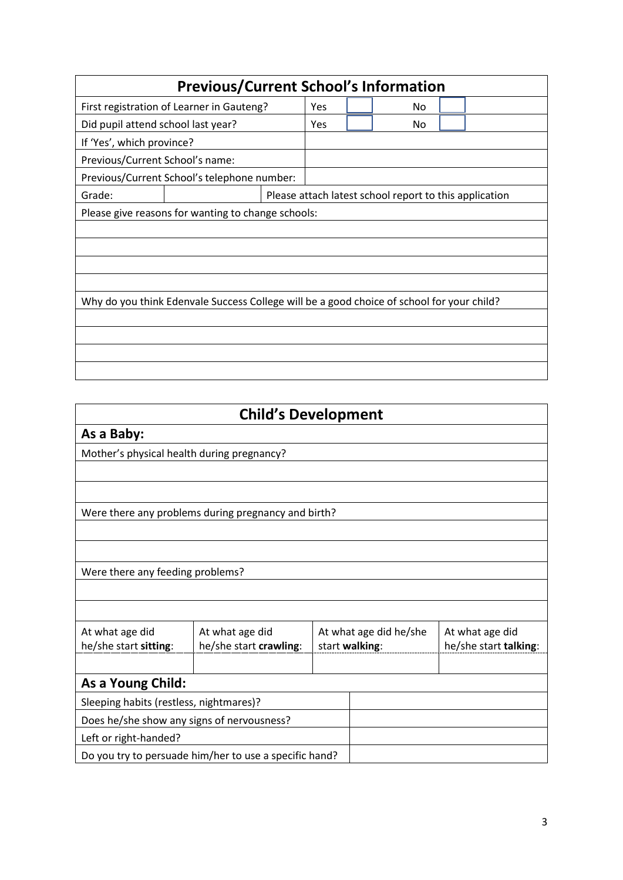## Previous/Current School's Information

| | | | | |
|---|---|---|---|---|
| First registration of Learner in Gauteng? | Yes | | No | |
| Did pupil attend school last year? | Yes | | No | |
| If 'Yes', which province? | | | | |
| Previous/Current School's name: | | | | |
| Previous/Current School's telephone number: | | | | |

| Grade: | | Please attach latest school report to this application |
|---|---|---|

Please give reasons for wanting to change schools:

Why do you think Edenvale Success College will be a good choice of school for your child?

## Child's Development

### As a Baby:

Mother's physical health during pregnancy?

Were there any problems during pregnancy and birth?

Were there any feeding problems?

| At what age did he/she start **sitting**: | At what age did he/she start **crawling**: | At what age did he/she start **walking**: | At what age did he/she start **talking**: |
|---|---|---|---|
| | | | |

### As a Young Child:

| | |
|---|---|
| Sleeping habits (restless, nightmares)? | |
| Does he/she show any signs of nervousness? | |
| Left or right-handed? | |
| Do you try to persuade him/her to use a specific hand? | |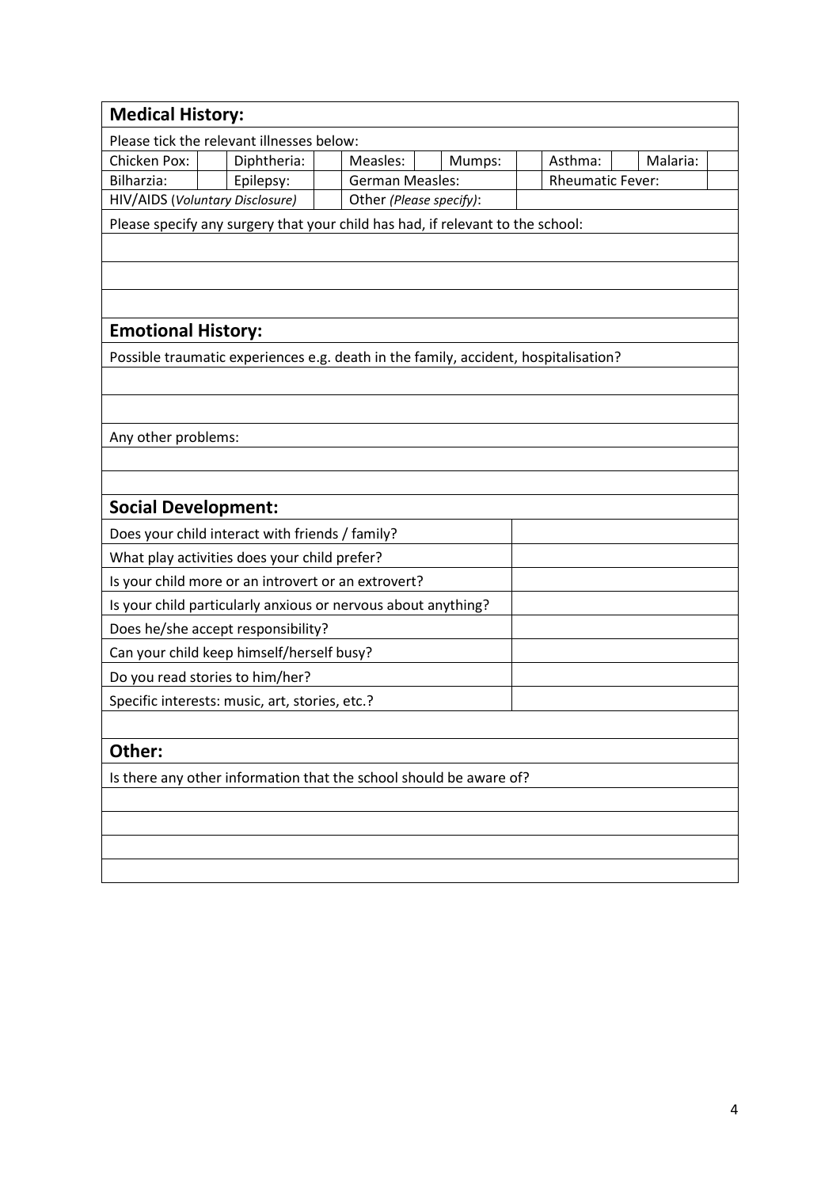## Medical History:

Please tick the relevant illnesses below:

| Chicken Pox: | | Diphtheria: | | Measles: | | Mumps: | | Asthma: | | Malaria: | |
|---|---|---|---|---|---|---|---|---|---|---|---|
| Bilharzia: | | Epilepsy: | | German Measles: | | | | Rheumatic Fever: | | | |
| HIV/AIDS (*Voluntary Disclosure*) | | | | Other *(Please specify)*: | | | | | | | |

Please specify any surgery that your child has had, if relevant to the school:

## Emotional History:

Possible traumatic experiences e.g. death in the family, accident, hospitalisation?

Any other problems:

## Social Development:

| | |
|---|---|
| Does your child interact with friends / family? | |
| What play activities does your child prefer? | |
| Is your child more or an introvert or an extrovert? | |
| Is your child particularly anxious or nervous about anything? | |
| Does he/she accept responsibility? | |
| Can your child keep himself/herself busy? | |
| Do you read stories to him/her? | |
| Specific interests: music, art, stories, etc.? | |

## Other:

Is there any other information that the school should be aware of?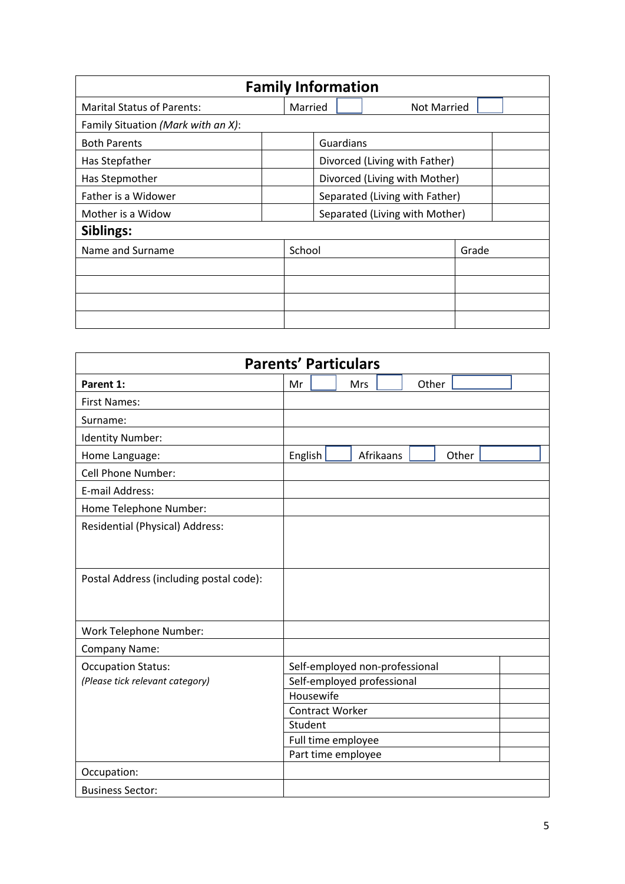## Family Information

| Marital Status of Parents: | Married ☐ | Not Married ☐ | |
|---|---|---|---|
| Family Situation *(Mark with an X)*: | | | |
| Both Parents | | Guardians | |
| Has Stepfather | | Divorced (Living with Father) | |
| Has Stepmother | | Divorced (Living with Mother) | |
| Father is a Widower | | Separated (Living with Father) | |
| Mother is a Widow | | Separated (Living with Mother) | |

**Siblings:**

| Name and Surname | School | Grade |
|---|---|---|
| | | |
| | | |
| | | |
| | | |

## Parents' Particulars

| **Parent 1:** | Mr ☐ Mrs ☐ Other ☐ | |
|---|---|---|
| First Names: | | |
| Surname: | | |
| Identity Number: | | |
| Home Language: | English ☐ Afrikaans ☐ Other ☐ | |
| Cell Phone Number: | | |
| E-mail Address: | | |
| Home Telephone Number: | | |
| Residential (Physical) Address: | | |
| Postal Address (including postal code): | | |
| Work Telephone Number: | | |
| Company Name: | | |
| Occupation Status: *(Please tick relevant category)* | Self-employed non-professional | |
| | Self-employed professional | |
| | Housewife | |
| | Contract Worker | |
| | Student | |
| | Full time employee | |
| | Part time employee | |
| Occupation: | | |
| Business Sector: | | |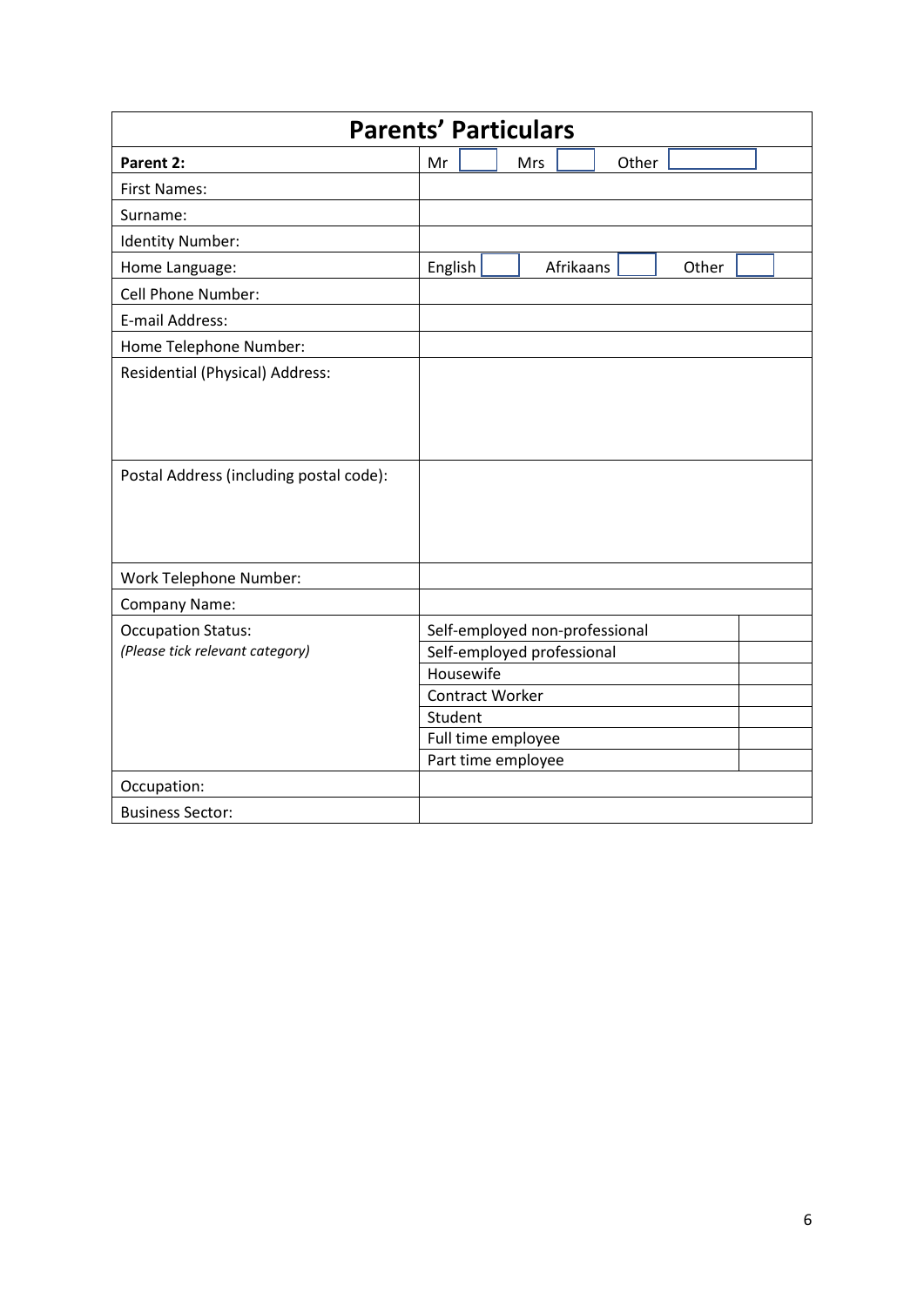## Parents' Particulars

| **Parent 2:** | Mr ☐ Mrs ☐ Other ☐ | |
|---|---|---|
| First Names: | | |
| Surname: | | |
| Identity Number: | | |
| Home Language: | English ☐ Afrikaans ☐ Other ☐ | |
| Cell Phone Number: | | |
| E-mail Address: | | |
| Home Telephone Number: | | |
| Residential (Physical) Address: | | |
| Postal Address (including postal code): | | |
| Work Telephone Number: | | |
| Company Name: | | |
| Occupation Status:<br>*(Please tick relevant category)* | Self-employed non-professional | |
| | Self-employed professional | |
| | Housewife | |
| | Contract Worker | |
| | Student | |
| | Full time employee | |
| | Part time employee | |
| Occupation: | | |
| Business Sector: | | |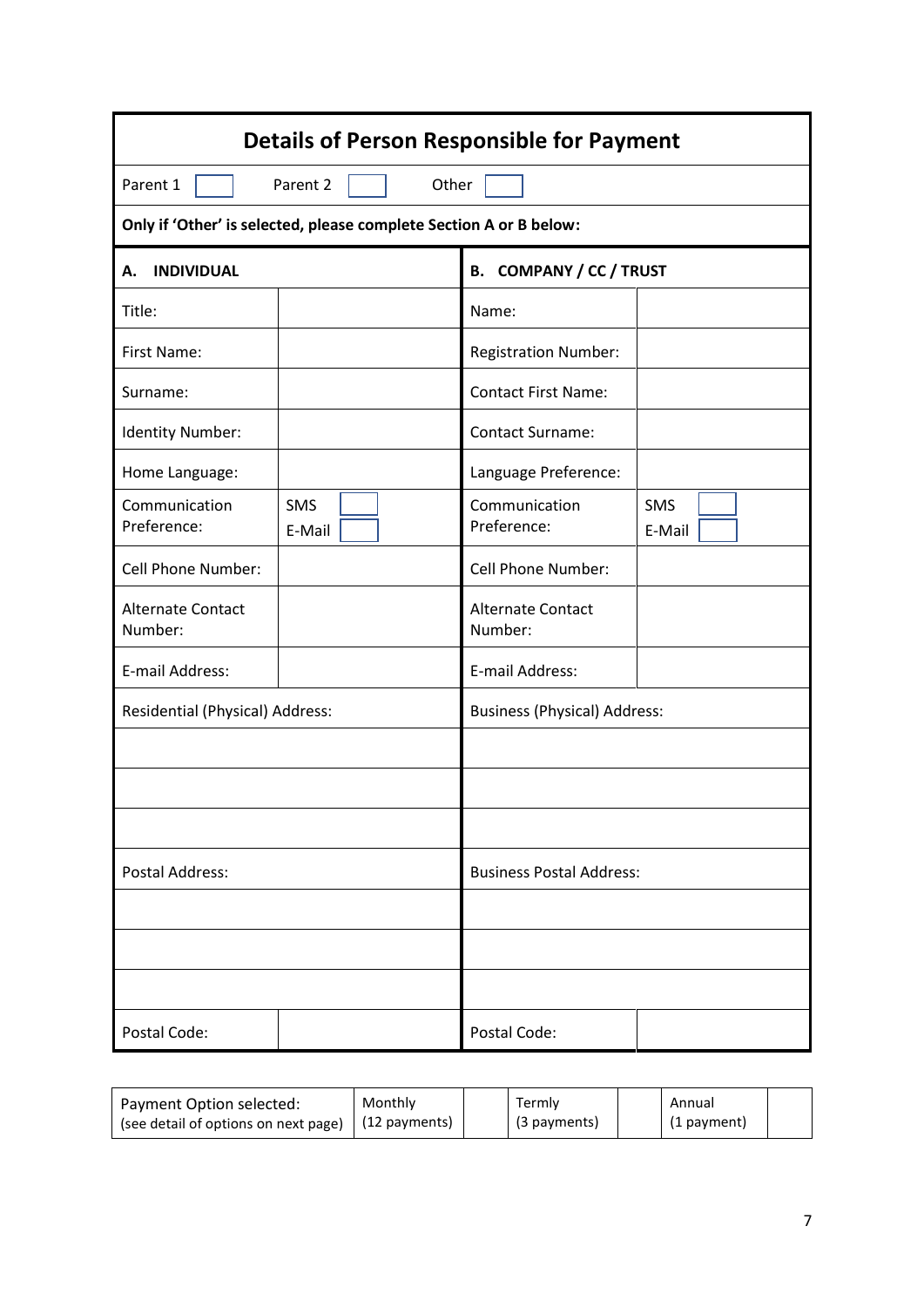## Details of Person Responsible for Payment

Parent 1 ☐ Parent 2 ☐ Other ☐

**Only if 'Other' is selected, please complete Section A or B below:**

| **A. INDIVIDUAL** | | **B. COMPANY / CC / TRUST** | |
|---|---|---|---|
| Title: | | Name: | |
| First Name: | | Registration Number: | |
| Surname: | | Contact First Name: | |
| Identity Number: | | Contact Surname: | |
| Home Language: | | Language Preference: | |
| Communication Preference: | SMS ☐ E-Mail ☐ | Communication Preference: | SMS ☐ E-Mail ☐ |
| Cell Phone Number: | | Cell Phone Number: | |
| Alternate Contact Number: | | Alternate Contact Number: | |
| E-mail Address: | | E-mail Address: | |
| Residential (Physical) Address: | | Business (Physical) Address: | |
| | | | |
| | | | |
| | | | |
| Postal Address: | | Business Postal Address: | |
| | | | |
| | | | |
| | | | |
| Postal Code: | | Postal Code: | |

| Payment Option selected: (see detail of options on next page) | Monthly (12 payments) | | Termly (3 payments) | | Annual (1 payment) | |
|---|---|---|---|---|---|---|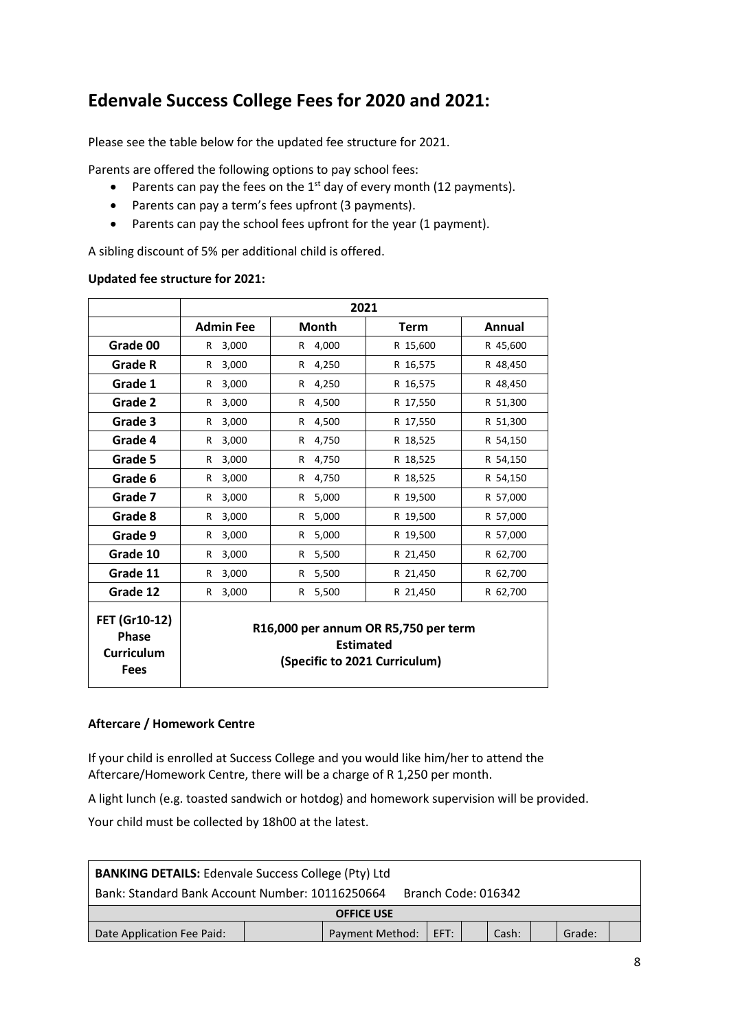## Edenvale Success College Fees for 2020 and 2021:

Please see the table below for the updated fee structure for 2021.

Parents are offered the following options to pay school fees:

- Parents can pay the fees on the 1st day of every month (12 payments).
- Parents can pay a term's fees upfront (3 payments).
- Parents can pay the school fees upfront for the year (1 payment).

A sibling discount of 5% per additional child is offered.

**Updated fee structure for 2021:**

| | 2021 | | | |
|---|---|---|---|---|
| | **Admin Fee** | **Month** | **Term** | **Annual** |
| **Grade 00** | R 3,000 | R 4,000 | R 15,600 | R 45,600 |
| **Grade R** | R 3,000 | R 4,250 | R 16,575 | R 48,450 |
| **Grade 1** | R 3,000 | R 4,250 | R 16,575 | R 48,450 |
| **Grade 2** | R 3,000 | R 4,500 | R 17,550 | R 51,300 |
| **Grade 3** | R 3,000 | R 4,500 | R 17,550 | R 51,300 |
| **Grade 4** | R 3,000 | R 4,750 | R 18,525 | R 54,150 |
| **Grade 5** | R 3,000 | R 4,750 | R 18,525 | R 54,150 |
| **Grade 6** | R 3,000 | R 4,750 | R 18,525 | R 54,150 |
| **Grade 7** | R 3,000 | R 5,000 | R 19,500 | R 57,000 |
| **Grade 8** | R 3,000 | R 5,000 | R 19,500 | R 57,000 |
| **Grade 9** | R 3,000 | R 5,000 | R 19,500 | R 57,000 |
| **Grade 10** | R 3,000 | R 5,500 | R 21,450 | R 62,700 |
| **Grade 11** | R 3,000 | R 5,500 | R 21,450 | R 62,700 |
| **Grade 12** | R 3,000 | R 5,500 | R 21,450 | R 62,700 |
| **FET (Gr10-12) Phase Curriculum Fees** | **R16,000 per annum OR R5,750 per term Estimated (Specific to 2021 Curriculum)** | | | |

**Aftercare / Homework Centre**

If your child is enrolled at Success College and you would like him/her to attend the Aftercare/Homework Centre, there will be a charge of R 1,250 per month.

A light lunch (e.g. toasted sandwich or hotdog) and homework supervision will be provided.

Your child must be collected by 18h00 at the latest.

| **BANKING DETAILS:** Edenvale Success College (Pty) Ltd | | | | | | | | |
|---|---|---|---|---|---|---|---|---|
| Bank: Standard Bank Account Number: 10116250664 Branch Code: 016342 | | | | | | | | |
| **OFFICE USE** | | | | | | | | |
| Date Application Fee Paid: | | Payment Method: | EFT: | | Cash: | | Grade: | |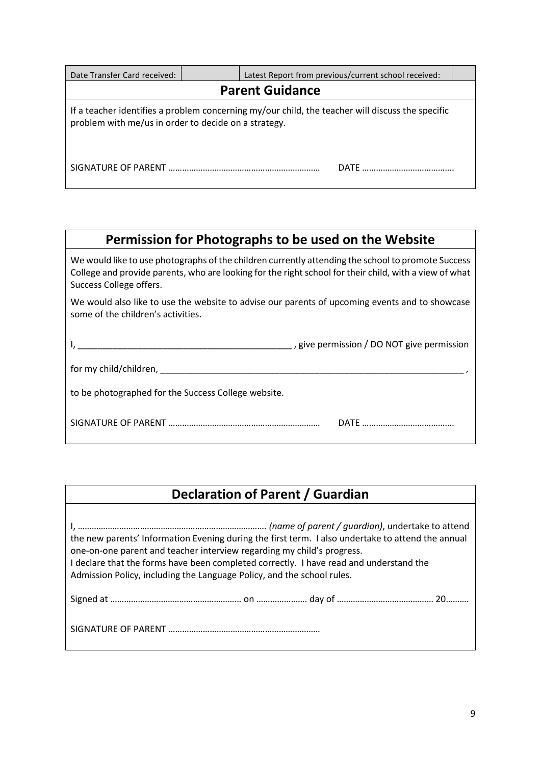| Date Transfer Card received: | | Latest Report from previous/current school received: | |
|---|---|---|---|

## Parent Guidance

If a teacher identifies a problem concerning my/our child, the teacher will discuss the specific problem with me/us in order to decide on a strategy.

SIGNATURE OF PARENT ………………………………………………………… DATE ………………………………….

## Permission for Photographs to be used on the Website

We would like to use photographs of the children currently attending the school to promote Success College and provide parents, who are looking for the right school for their child, with a view of what Success College offers.

We would also like to use the website to advise our parents of upcoming events and to showcase some of the children's activities.

I, ____________________________________________ , give permission / DO NOT give permission

for my child/children, _______________________________________________________________ ,

to be photographed for the Success College website.

SIGNATURE OF PARENT ………………………………………………………… DATE ………………………………….

## Declaration of Parent / Guardian

I, ……………………………………………………………………. *(name of parent / guardian)*, undertake to attend the new parents' Information Evening during the first term. I also undertake to attend the annual one-on-one parent and teacher interview regarding my child's progress.
I declare that the forms have been completed correctly. I have read and understand the Admission Policy, including the Language Policy, and the school rules.

Signed at ………………………………………………… on …………………. day of …………………………………… 20……….

SIGNATURE OF PARENT …………………………………………………………